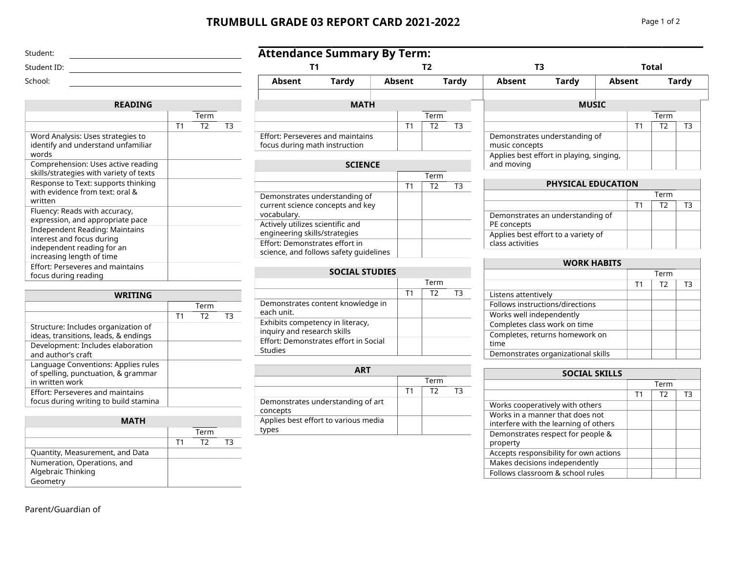# TRUMBULL GRADE 03 REPORT CARD 2021-2022

Student:

Student ID:

School:

## Attendance Summary By Term:

| T1 | | T2 | | T3 | | Total | |
|---|---|---|---|---|---|---|---|
| Absent | Tardy | Absent | Tardy | Absent | Tardy | Absent | Tardy |
| | | | | | | | |

| READING | Term | | |
|---|---|---|---|
| | T1 | T2 | T3 |
| Word Analysis: Uses strategies to identify and understand unfamiliar words | | | |
| Comprehension: Uses active reading skills/strategies with variety of texts | | | |
| Response to Text: supports thinking with evidence from text: oral & written | | | |
| Fluency: Reads with accuracy, expression, and appropriate pace | | | |
| Independent Reading: Maintains interest and focus during independent reading for an increasing length of time | | | |
| Effort: Perseveres and maintains focus during reading | | | |

| WRITING | Term | | |
|---|---|---|---|
| | T1 | T2 | T3 |
| Structure: Includes organization of ideas, transitions, leads, & endings | | | |
| Development: Includes elaboration and author's craft | | | |
| Language Conventions: Applies rules of spelling, punctuation, & grammar in written work | | | |
| Effort: Perseveres and maintains focus during writing to build stamina | | | |

| MATH | Term | | |
|---|---|---|---|
| | T1 | T2 | T3 |
| Quantity, Measurement, and Data | | | |
| Numeration, Operations, and Algebraic Thinking<br>Geometry | | | |

| MATH | Term | | |
|---|---|---|---|
| | T1 | T2 | T3 |
| Effort: Perseveres and maintains focus during math instruction | | | |

| SCIENCE | Term | | |
|---|---|---|---|
| | T1 | T2 | T3 |
| Demonstrates understanding of current science concepts and key vocabulary. | | | |
| Actively utilizes scientific and engineering skills/strategies | | | |
| Effort: Demonstrates effort in science, and follows safety guidelines | | | |

| SOCIAL STUDIES | Term | | |
|---|---|---|---|
| | T1 | T2 | T3 |
| Demonstrates content knowledge in each unit. | | | |
| Exhibits competency in literacy, inquiry and research skills | | | |
| Effort: Demonstrates effort in Social Studies | | | |

| ART | Term | | |
|---|---|---|---|
| | T1 | T2 | T3 |
| Demonstrates understanding of art concepts | | | |
| Applies best effort to various media types | | | |

| MUSIC | Term | | |
|---|---|---|---|
| | T1 | T2 | T3 |
| Demonstrates understanding of music concepts | | | |
| Applies best effort in playing, singing, and moving | | | |

| PHYSICAL EDUCATION | Term | | |
|---|---|---|---|
| | T1 | T2 | T3 |
| Demonstrates an understanding of PE concepts | | | |
| Applies best effort to a variety of class activities | | | |

| WORK HABITS | Term | | |
|---|---|---|---|
| | T1 | T2 | T3 |
| Listens attentively | | | |
| Follows instructions/directions | | | |
| Works well independently | | | |
| Completes class work on time | | | |
| Completes, returns homework on time | | | |
| Demonstrates organizational skills | | | |

| SOCIAL SKILLS | Term | | |
|---|---|---|---|
| | T1 | T2 | T3 |
| Works cooperatively with others | | | |
| Works in a manner that does not interfere with the learning of others | | | |
| Demonstrates respect for people & property | | | |
| Accepts responsibility for own actions | | | |
| Makes decisions independently | | | |
| Follows classroom & school rules | | | |

Parent/Guardian of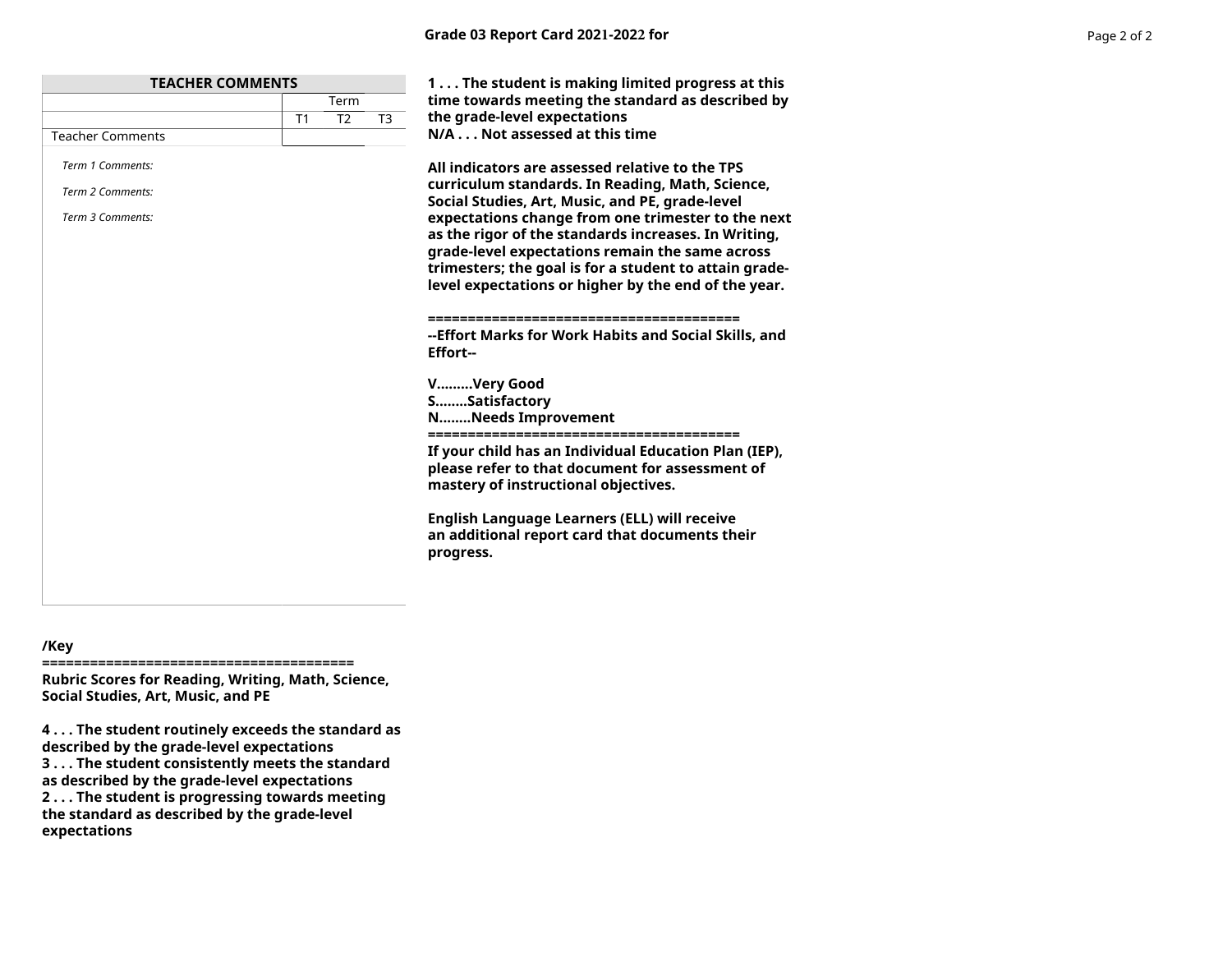# Grade 03 Report Card 2021-2022 for

| TEACHER COMMENTS | | | |
|---|---|---|---|
| | Term | | |
| | T1 | T2 | T3 |
| Teacher Comments | | | |

*Term 1 Comments:*

*Term 2 Comments:*

*Term 3 Comments:*

**/Key**

**======================================**

**Rubric Scores for Reading, Writing, Math, Science, Social Studies, Art, Music, and PE**

**4 . . . The student routinely exceeds the standard as described by the grade-level expectations**
**3 . . . The student consistently meets the standard as described by the grade-level expectations**
**2 . . . The student is progressing towards meeting the standard as described by the grade-level expectations**
**1 . . . The student is making limited progress at this time towards meeting the standard as described by the grade-level expectations**
**N/A . . . Not assessed at this time**

**All indicators are assessed relative to the TPS curriculum standards. In Reading, Math, Science, Social Studies, Art, Music, and PE, grade-level expectations change from one trimester to the next as the rigor of the standards increases. In Writing, grade-level expectations remain the same across trimesters; the goal is for a student to attain grade-level expectations or higher by the end of the year.**

**======================================**

**--Effort Marks for Work Habits and Social Skills, and Effort--**

**V.........Very Good**
**S........Satisfactory**
**N........Needs Improvement**

**======================================**

**If your child has an Individual Education Plan (IEP), please refer to that document for assessment of mastery of instructional objectives.**

**English Language Learners (ELL) will receive an additional report card that documents their progress.**